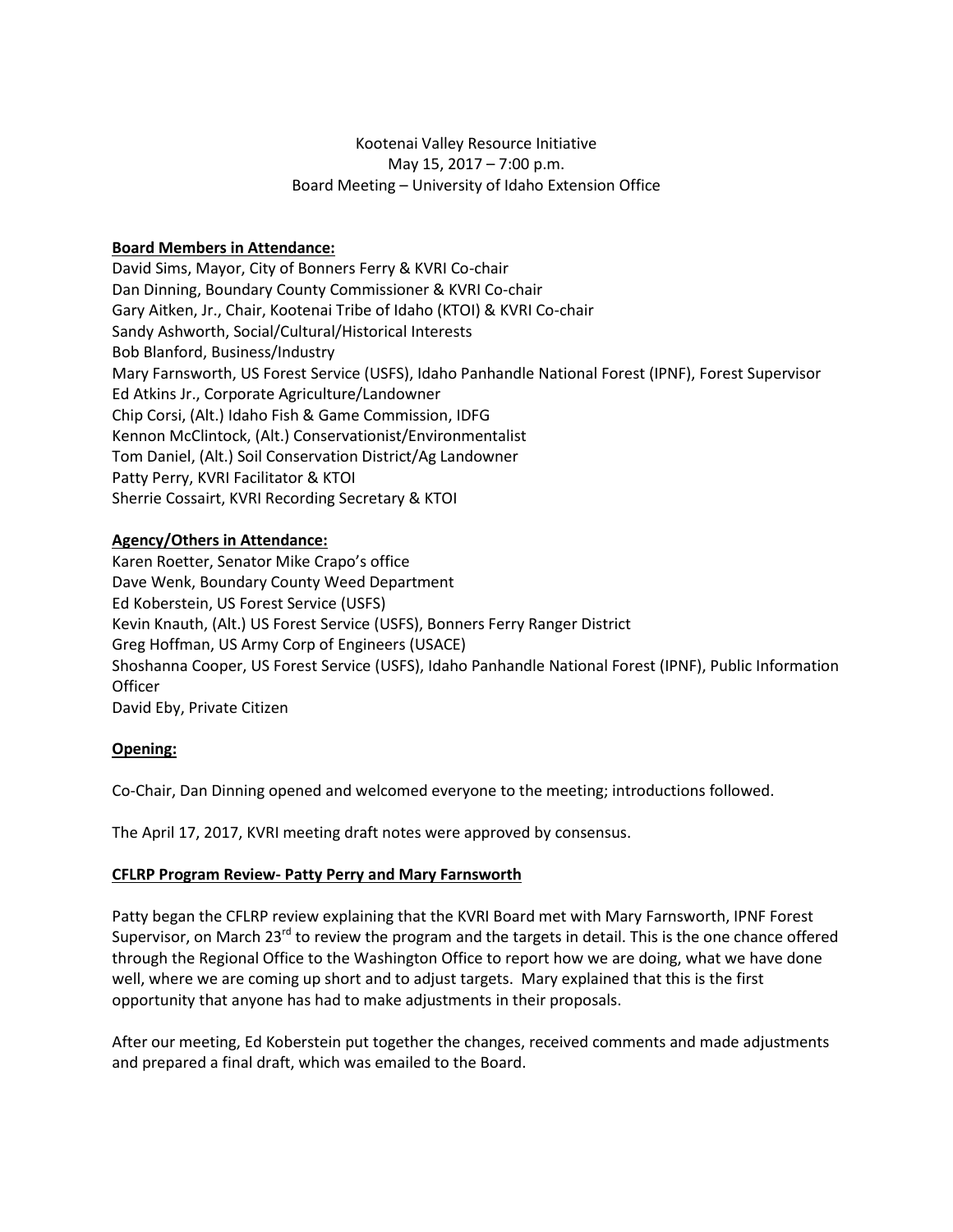Kootenai Valley Resource Initiative
May 15, 2017 – 7:00 p.m.
Board Meeting – University of Idaho Extension Office

**Board Members in Attendance:**

David Sims, Mayor, City of Bonners Ferry & KVRI Co-chair
Dan Dinning, Boundary County Commissioner & KVRI Co-chair
Gary Aitken, Jr., Chair, Kootenai Tribe of Idaho (KTOI) & KVRI Co-chair
Sandy Ashworth, Social/Cultural/Historical Interests
Bob Blanford, Business/Industry
Mary Farnsworth, US Forest Service (USFS), Idaho Panhandle National Forest (IPNF), Forest Supervisor
Ed Atkins Jr., Corporate Agriculture/Landowner
Chip Corsi, (Alt.) Idaho Fish & Game Commission, IDFG
Kennon McClintock, (Alt.) Conservationist/Environmentalist
Tom Daniel, (Alt.) Soil Conservation District/Ag Landowner
Patty Perry, KVRI Facilitator & KTOI
Sherrie Cossairt, KVRI Recording Secretary & KTOI

**Agency/Others in Attendance:**

Karen Roetter, Senator Mike Crapo's office
Dave Wenk, Boundary County Weed Department
Ed Koberstein, US Forest Service (USFS)
Kevin Knauth, (Alt.) US Forest Service (USFS), Bonners Ferry Ranger District
Greg Hoffman, US Army Corp of Engineers (USACE)
Shoshanna Cooper, US Forest Service (USFS), Idaho Panhandle National Forest (IPNF), Public Information Officer
David Eby, Private Citizen

**Opening:**

Co-Chair, Dan Dinning opened and welcomed everyone to the meeting; introductions followed.

The April 17, 2017, KVRI meeting draft notes were approved by consensus.

**CFLRP Program Review- Patty Perry and Mary Farnsworth**

Patty began the CFLRP review explaining that the KVRI Board met with Mary Farnsworth, IPNF Forest Supervisor, on March 23rd to review the program and the targets in detail. This is the one chance offered through the Regional Office to the Washington Office to report how we are doing, what we have done well, where we are coming up short and to adjust targets. Mary explained that this is the first opportunity that anyone has had to make adjustments in their proposals.

After our meeting, Ed Koberstein put together the changes, received comments and made adjustments and prepared a final draft, which was emailed to the Board.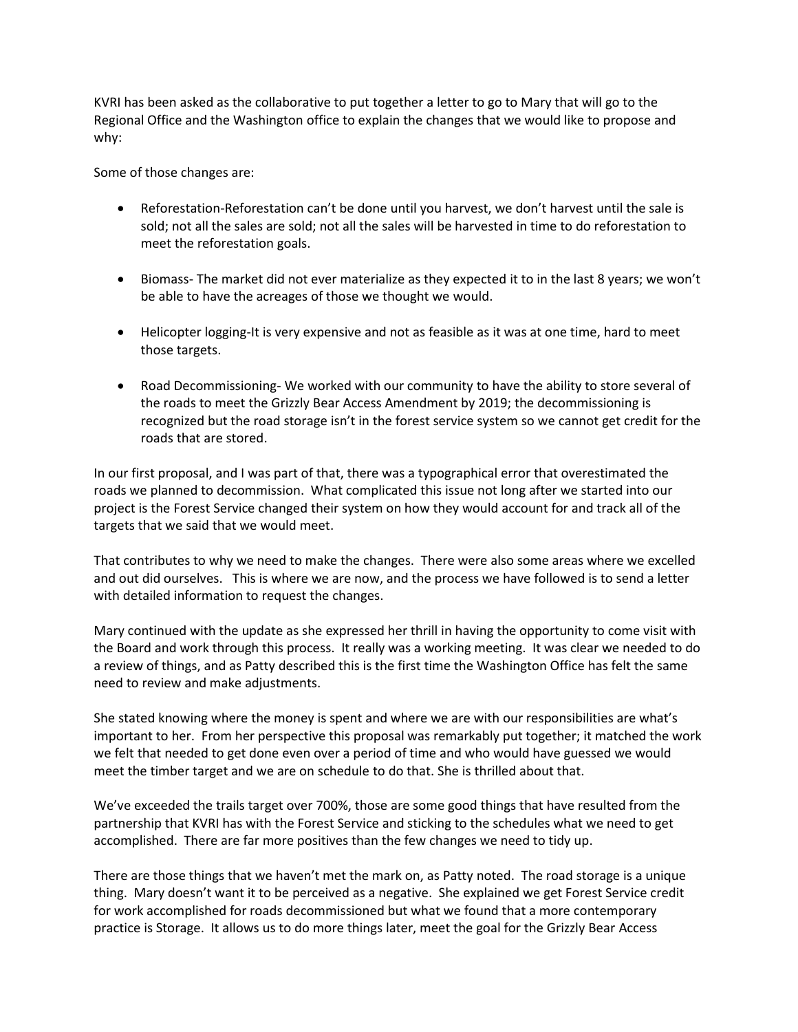KVRI has been asked as the collaborative to put together a letter to go to Mary that will go to the Regional Office and the Washington office to explain the changes that we would like to propose and why:

Some of those changes are:

- Reforestation-Reforestation can't be done until you harvest, we don't harvest until the sale is sold; not all the sales are sold; not all the sales will be harvested in time to do reforestation to meet the reforestation goals.

- Biomass- The market did not ever materialize as they expected it to in the last 8 years; we won't be able to have the acreages of those we thought we would.

- Helicopter logging-It is very expensive and not as feasible as it was at one time, hard to meet those targets.

- Road Decommissioning- We worked with our community to have the ability to store several of the roads to meet the Grizzly Bear Access Amendment by 2019; the decommissioning is recognized but the road storage isn't in the forest service system so we cannot get credit for the roads that are stored.

In our first proposal, and I was part of that, there was a typographical error that overestimated the roads we planned to decommission. What complicated this issue not long after we started into our project is the Forest Service changed their system on how they would account for and track all of the targets that we said that we would meet.

That contributes to why we need to make the changes. There were also some areas where we excelled and out did ourselves. This is where we are now, and the process we have followed is to send a letter with detailed information to request the changes.

Mary continued with the update as she expressed her thrill in having the opportunity to come visit with the Board and work through this process. It really was a working meeting. It was clear we needed to do a review of things, and as Patty described this is the first time the Washington Office has felt the same need to review and make adjustments.

She stated knowing where the money is spent and where we are with our responsibilities are what's important to her. From her perspective this proposal was remarkably put together; it matched the work we felt that needed to get done even over a period of time and who would have guessed we would meet the timber target and we are on schedule to do that. She is thrilled about that.

We've exceeded the trails target over 700%, those are some good things that have resulted from the partnership that KVRI has with the Forest Service and sticking to the schedules what we need to get accomplished. There are far more positives than the few changes we need to tidy up.

There are those things that we haven't met the mark on, as Patty noted. The road storage is a unique thing. Mary doesn't want it to be perceived as a negative. She explained we get Forest Service credit for work accomplished for roads decommissioned but what we found that a more contemporary practice is Storage. It allows us to do more things later, meet the goal for the Grizzly Bear Access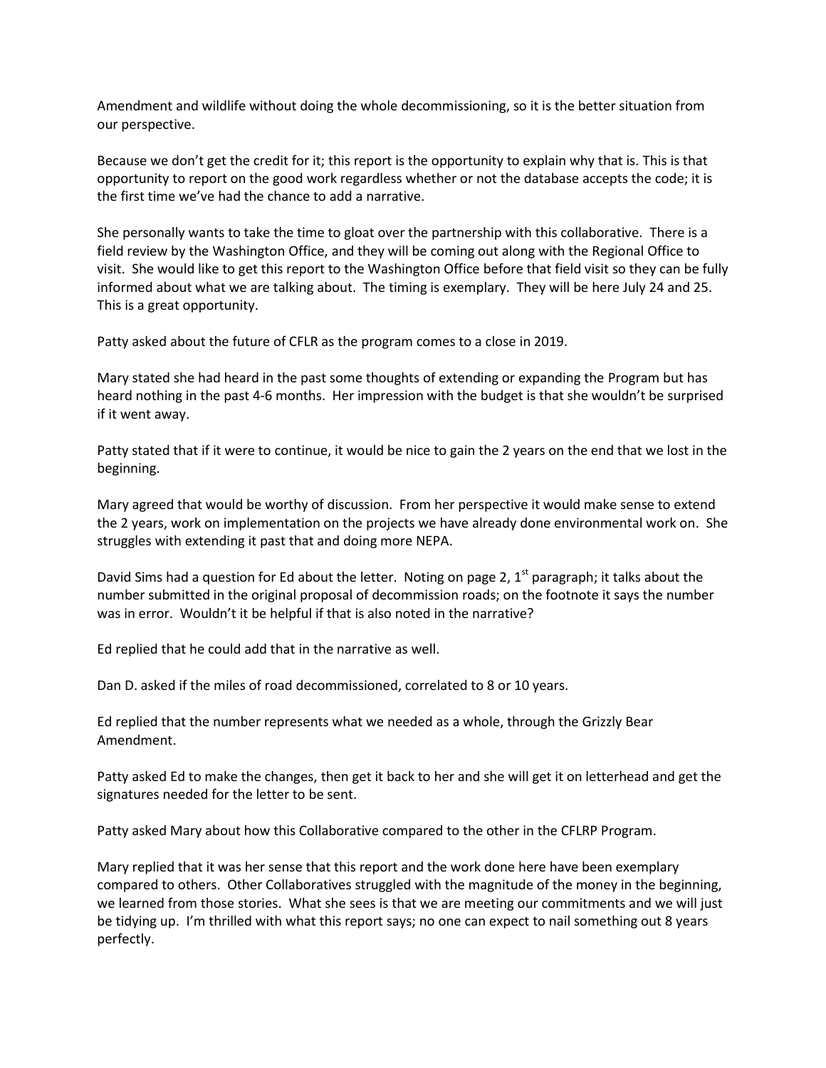Amendment and wildlife without doing the whole decommissioning, so it is the better situation from our perspective.

Because we don't get the credit for it; this report is the opportunity to explain why that is. This is that opportunity to report on the good work regardless whether or not the database accepts the code; it is the first time we've had the chance to add a narrative.

She personally wants to take the time to gloat over the partnership with this collaborative. There is a field review by the Washington Office, and they will be coming out along with the Regional Office to visit. She would like to get this report to the Washington Office before that field visit so they can be fully informed about what we are talking about. The timing is exemplary. They will be here July 24 and 25. This is a great opportunity.

Patty asked about the future of CFLR as the program comes to a close in 2019.

Mary stated she had heard in the past some thoughts of extending or expanding the Program but has heard nothing in the past 4-6 months. Her impression with the budget is that she wouldn't be surprised if it went away.

Patty stated that if it were to continue, it would be nice to gain the 2 years on the end that we lost in the beginning.

Mary agreed that would be worthy of discussion. From her perspective it would make sense to extend the 2 years, work on implementation on the projects we have already done environmental work on. She struggles with extending it past that and doing more NEPA.

David Sims had a question for Ed about the letter. Noting on page 2, 1st paragraph; it talks about the number submitted in the original proposal of decommission roads; on the footnote it says the number was in error. Wouldn't it be helpful if that is also noted in the narrative?

Ed replied that he could add that in the narrative as well.

Dan D. asked if the miles of road decommissioned, correlated to 8 or 10 years.

Ed replied that the number represents what we needed as a whole, through the Grizzly Bear Amendment.

Patty asked Ed to make the changes, then get it back to her and she will get it on letterhead and get the signatures needed for the letter to be sent.

Patty asked Mary about how this Collaborative compared to the other in the CFLRP Program.

Mary replied that it was her sense that this report and the work done here have been exemplary compared to others. Other Collaboratives struggled with the magnitude of the money in the beginning, we learned from those stories. What she sees is that we are meeting our commitments and we will just be tidying up. I'm thrilled with what this report says; no one can expect to nail something out 8 years perfectly.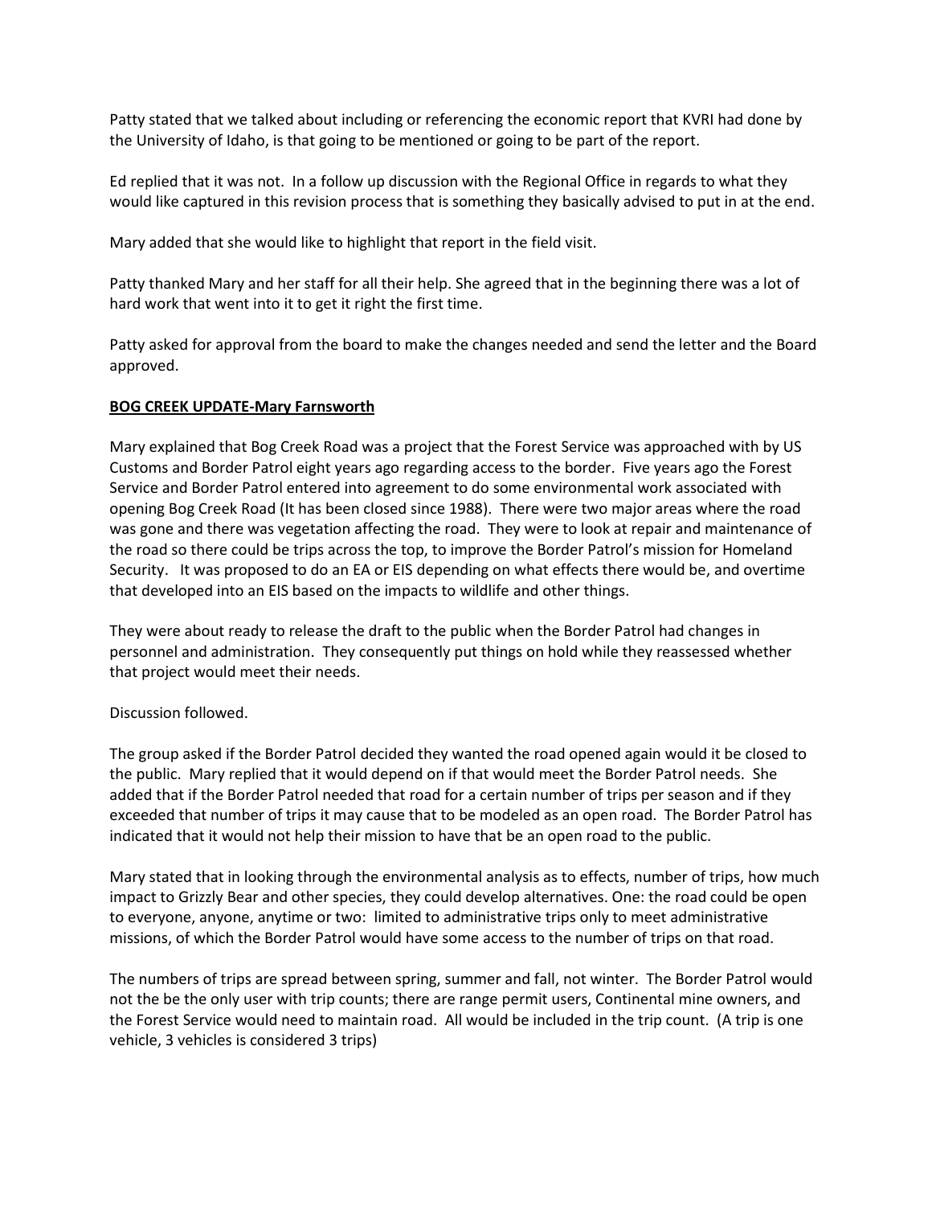Patty stated that we talked about including or referencing the economic report that KVRI had done by the University of Idaho, is that going to be mentioned or going to be part of the report.

Ed replied that it was not. In a follow up discussion with the Regional Office in regards to what they would like captured in this revision process that is something they basically advised to put in at the end.

Mary added that she would like to highlight that report in the field visit.

Patty thanked Mary and her staff for all their help. She agreed that in the beginning there was a lot of hard work that went into it to get it right the first time.

Patty asked for approval from the board to make the changes needed and send the letter and the Board approved.

**BOG CREEK UPDATE-Mary Farnsworth**

Mary explained that Bog Creek Road was a project that the Forest Service was approached with by US Customs and Border Patrol eight years ago regarding access to the border. Five years ago the Forest Service and Border Patrol entered into agreement to do some environmental work associated with opening Bog Creek Road (It has been closed since 1988). There were two major areas where the road was gone and there was vegetation affecting the road. They were to look at repair and maintenance of the road so there could be trips across the top, to improve the Border Patrol's mission for Homeland Security. It was proposed to do an EA or EIS depending on what effects there would be, and overtime that developed into an EIS based on the impacts to wildlife and other things.

They were about ready to release the draft to the public when the Border Patrol had changes in personnel and administration. They consequently put things on hold while they reassessed whether that project would meet their needs.

Discussion followed.

The group asked if the Border Patrol decided they wanted the road opened again would it be closed to the public. Mary replied that it would depend on if that would meet the Border Patrol needs. She added that if the Border Patrol needed that road for a certain number of trips per season and if they exceeded that number of trips it may cause that to be modeled as an open road. The Border Patrol has indicated that it would not help their mission to have that be an open road to the public.

Mary stated that in looking through the environmental analysis as to effects, number of trips, how much impact to Grizzly Bear and other species, they could develop alternatives. One: the road could be open to everyone, anyone, anytime or two: limited to administrative trips only to meet administrative missions, of which the Border Patrol would have some access to the number of trips on that road.

The numbers of trips are spread between spring, summer and fall, not winter. The Border Patrol would not the be the only user with trip counts; there are range permit users, Continental mine owners, and the Forest Service would need to maintain road. All would be included in the trip count. (A trip is one vehicle, 3 vehicles is considered 3 trips)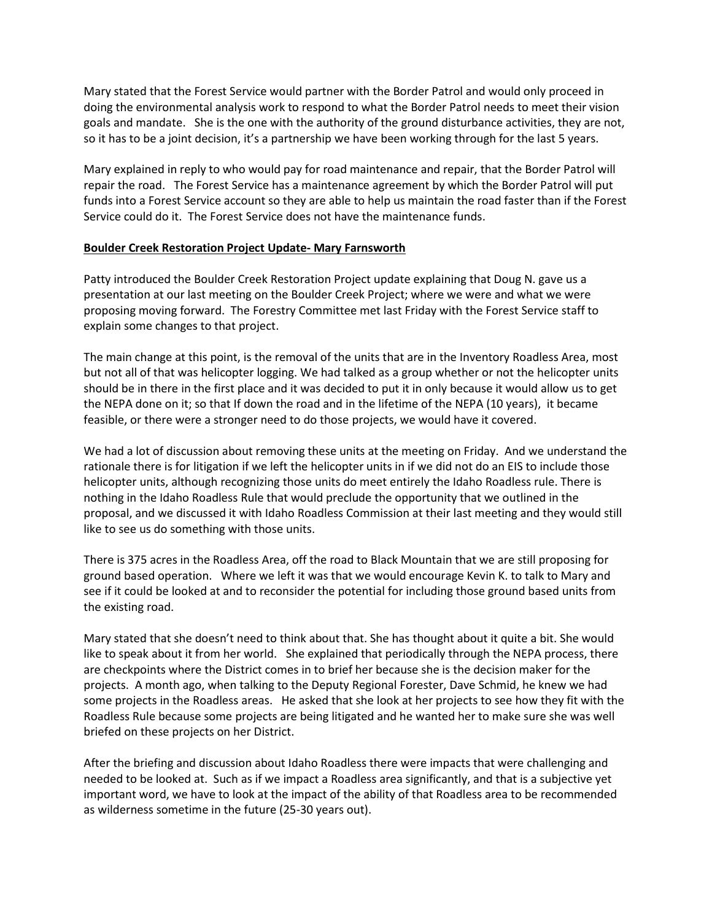Mary stated that the Forest Service would partner with the Border Patrol and would only proceed in doing the environmental analysis work to respond to what the Border Patrol needs to meet their vision goals and mandate. She is the one with the authority of the ground disturbance activities, they are not, so it has to be a joint decision, it's a partnership we have been working through for the last 5 years.

Mary explained in reply to who would pay for road maintenance and repair, that the Border Patrol will repair the road. The Forest Service has a maintenance agreement by which the Border Patrol will put funds into a Forest Service account so they are able to help us maintain the road faster than if the Forest Service could do it. The Forest Service does not have the maintenance funds.

**Boulder Creek Restoration Project Update- Mary Farnsworth**

Patty introduced the Boulder Creek Restoration Project update explaining that Doug N. gave us a presentation at our last meeting on the Boulder Creek Project; where we were and what we were proposing moving forward. The Forestry Committee met last Friday with the Forest Service staff to explain some changes to that project.

The main change at this point, is the removal of the units that are in the Inventory Roadless Area, most but not all of that was helicopter logging. We had talked as a group whether or not the helicopter units should be in there in the first place and it was decided to put it in only because it would allow us to get the NEPA done on it; so that If down the road and in the lifetime of the NEPA (10 years), it became feasible, or there were a stronger need to do those projects, we would have it covered.

We had a lot of discussion about removing these units at the meeting on Friday. And we understand the rationale there is for litigation if we left the helicopter units in if we did not do an EIS to include those helicopter units, although recognizing those units do meet entirely the Idaho Roadless rule. There is nothing in the Idaho Roadless Rule that would preclude the opportunity that we outlined in the proposal, and we discussed it with Idaho Roadless Commission at their last meeting and they would still like to see us do something with those units.

There is 375 acres in the Roadless Area, off the road to Black Mountain that we are still proposing for ground based operation. Where we left it was that we would encourage Kevin K. to talk to Mary and see if it could be looked at and to reconsider the potential for including those ground based units from the existing road.

Mary stated that she doesn't need to think about that. She has thought about it quite a bit. She would like to speak about it from her world. She explained that periodically through the NEPA process, there are checkpoints where the District comes in to brief her because she is the decision maker for the projects. A month ago, when talking to the Deputy Regional Forester, Dave Schmid, he knew we had some projects in the Roadless areas. He asked that she look at her projects to see how they fit with the Roadless Rule because some projects are being litigated and he wanted her to make sure she was well briefed on these projects on her District.

After the briefing and discussion about Idaho Roadless there were impacts that were challenging and needed to be looked at. Such as if we impact a Roadless area significantly, and that is a subjective yet important word, we have to look at the impact of the ability of that Roadless area to be recommended as wilderness sometime in the future (25-30 years out).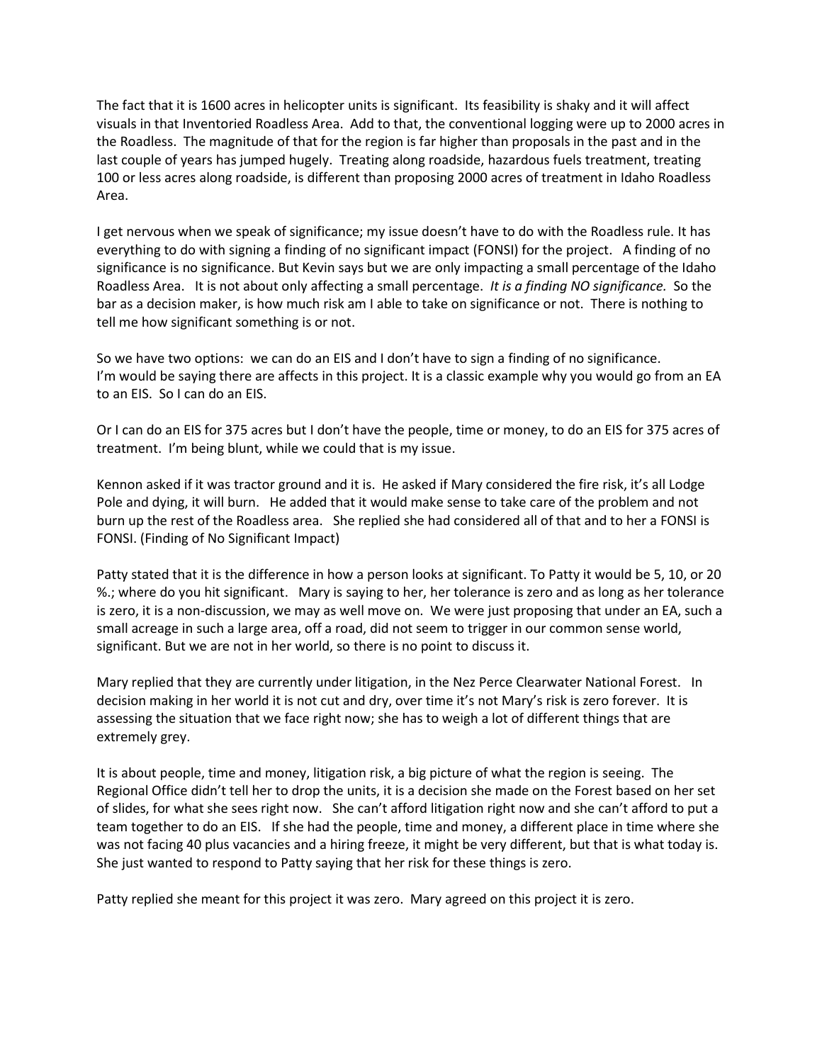The fact that it is 1600 acres in helicopter units is significant. Its feasibility is shaky and it will affect visuals in that Inventoried Roadless Area. Add to that, the conventional logging were up to 2000 acres in the Roadless. The magnitude of that for the region is far higher than proposals in the past and in the last couple of years has jumped hugely. Treating along roadside, hazardous fuels treatment, treating 100 or less acres along roadside, is different than proposing 2000 acres of treatment in Idaho Roadless Area.

I get nervous when we speak of significance; my issue doesn't have to do with the Roadless rule. It has everything to do with signing a finding of no significant impact (FONSI) for the project. A finding of no significance is no significance. But Kevin says but we are only impacting a small percentage of the Idaho Roadless Area. It is not about only affecting a small percentage. *It is a finding NO significance.* So the bar as a decision maker, is how much risk am I able to take on significance or not. There is nothing to tell me how significant something is or not.

So we have two options: we can do an EIS and I don't have to sign a finding of no significance. I'm would be saying there are affects in this project. It is a classic example why you would go from an EA to an EIS. So I can do an EIS.

Or I can do an EIS for 375 acres but I don't have the people, time or money, to do an EIS for 375 acres of treatment. I'm being blunt, while we could that is my issue.

Kennon asked if it was tractor ground and it is. He asked if Mary considered the fire risk, it's all Lodge Pole and dying, it will burn. He added that it would make sense to take care of the problem and not burn up the rest of the Roadless area. She replied she had considered all of that and to her a FONSI is FONSI. (Finding of No Significant Impact)

Patty stated that it is the difference in how a person looks at significant. To Patty it would be 5, 10, or 20 %.; where do you hit significant. Mary is saying to her, her tolerance is zero and as long as her tolerance is zero, it is a non-discussion, we may as well move on. We were just proposing that under an EA, such a small acreage in such a large area, off a road, did not seem to trigger in our common sense world, significant. But we are not in her world, so there is no point to discuss it.

Mary replied that they are currently under litigation, in the Nez Perce Clearwater National Forest. In decision making in her world it is not cut and dry, over time it's not Mary's risk is zero forever. It is assessing the situation that we face right now; she has to weigh a lot of different things that are extremely grey.

It is about people, time and money, litigation risk, a big picture of what the region is seeing. The Regional Office didn't tell her to drop the units, it is a decision she made on the Forest based on her set of slides, for what she sees right now. She can't afford litigation right now and she can't afford to put a team together to do an EIS. If she had the people, time and money, a different place in time where she was not facing 40 plus vacancies and a hiring freeze, it might be very different, but that is what today is. She just wanted to respond to Patty saying that her risk for these things is zero.

Patty replied she meant for this project it was zero. Mary agreed on this project it is zero.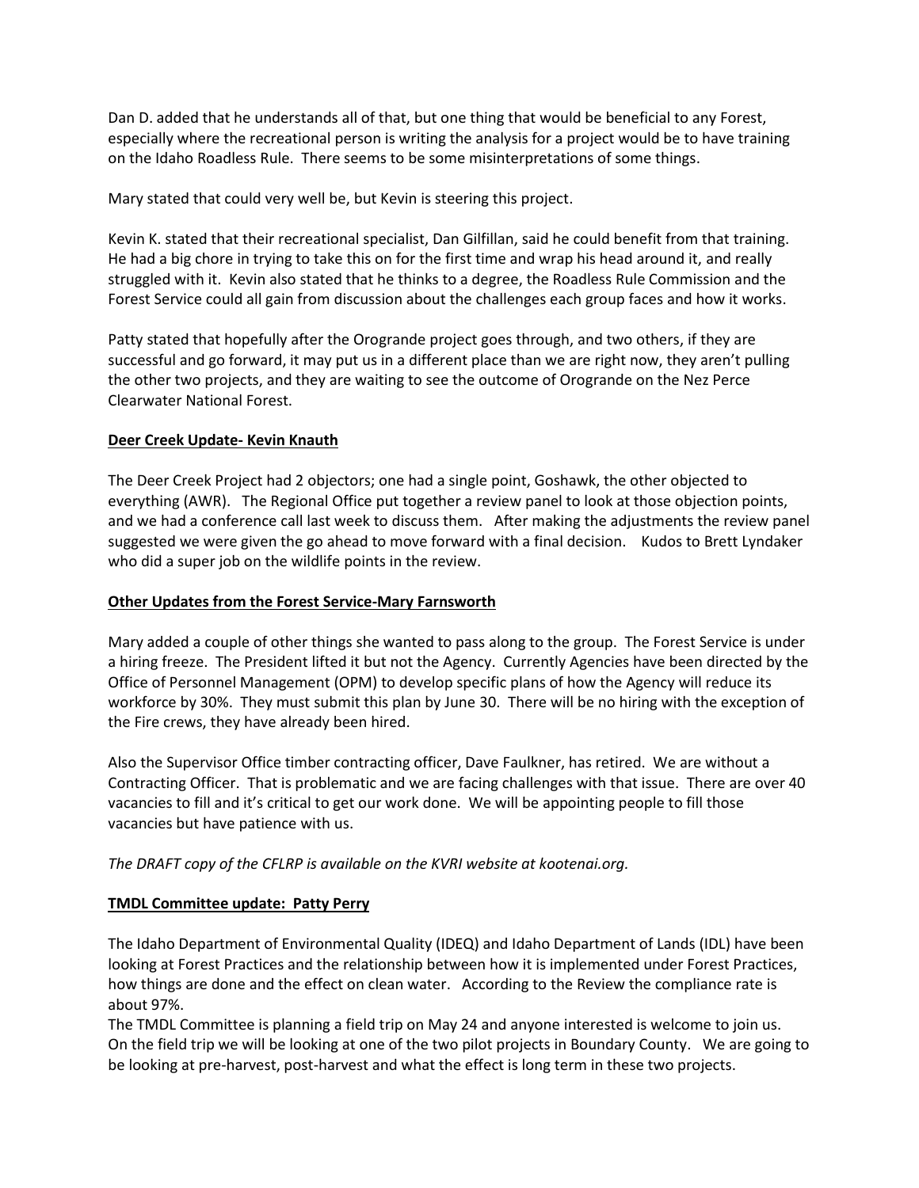Dan D. added that he understands all of that, but one thing that would be beneficial to any Forest, especially where the recreational person is writing the analysis for a project would be to have training on the Idaho Roadless Rule. There seems to be some misinterpretations of some things.

Mary stated that could very well be, but Kevin is steering this project.

Kevin K. stated that their recreational specialist, Dan Gilfillan, said he could benefit from that training. He had a big chore in trying to take this on for the first time and wrap his head around it, and really struggled with it. Kevin also stated that he thinks to a degree, the Roadless Rule Commission and the Forest Service could all gain from discussion about the challenges each group faces and how it works.

Patty stated that hopefully after the Orogrande project goes through, and two others, if they are successful and go forward, it may put us in a different place than we are right now, they aren't pulling the other two projects, and they are waiting to see the outcome of Orogrande on the Nez Perce Clearwater National Forest.

**Deer Creek Update- Kevin Knauth**

The Deer Creek Project had 2 objectors; one had a single point, Goshawk, the other objected to everything (AWR). The Regional Office put together a review panel to look at those objection points, and we had a conference call last week to discuss them. After making the adjustments the review panel suggested we were given the go ahead to move forward with a final decision. Kudos to Brett Lyndaker who did a super job on the wildlife points in the review.

**Other Updates from the Forest Service-Mary Farnsworth**

Mary added a couple of other things she wanted to pass along to the group. The Forest Service is under a hiring freeze. The President lifted it but not the Agency. Currently Agencies have been directed by the Office of Personnel Management (OPM) to develop specific plans of how the Agency will reduce its workforce by 30%. They must submit this plan by June 30. There will be no hiring with the exception of the Fire crews, they have already been hired.

Also the Supervisor Office timber contracting officer, Dave Faulkner, has retired. We are without a Contracting Officer. That is problematic and we are facing challenges with that issue. There are over 40 vacancies to fill and it's critical to get our work done. We will be appointing people to fill those vacancies but have patience with us.

*The DRAFT copy of the CFLRP is available on the KVRI website at kootenai.org.*

**TMDL Committee update: Patty Perry**

The Idaho Department of Environmental Quality (IDEQ) and Idaho Department of Lands (IDL) have been looking at Forest Practices and the relationship between how it is implemented under Forest Practices, how things are done and the effect on clean water. According to the Review the compliance rate is about 97%.
The TMDL Committee is planning a field trip on May 24 and anyone interested is welcome to join us. On the field trip we will be looking at one of the two pilot projects in Boundary County. We are going to be looking at pre-harvest, post-harvest and what the effect is long term in these two projects.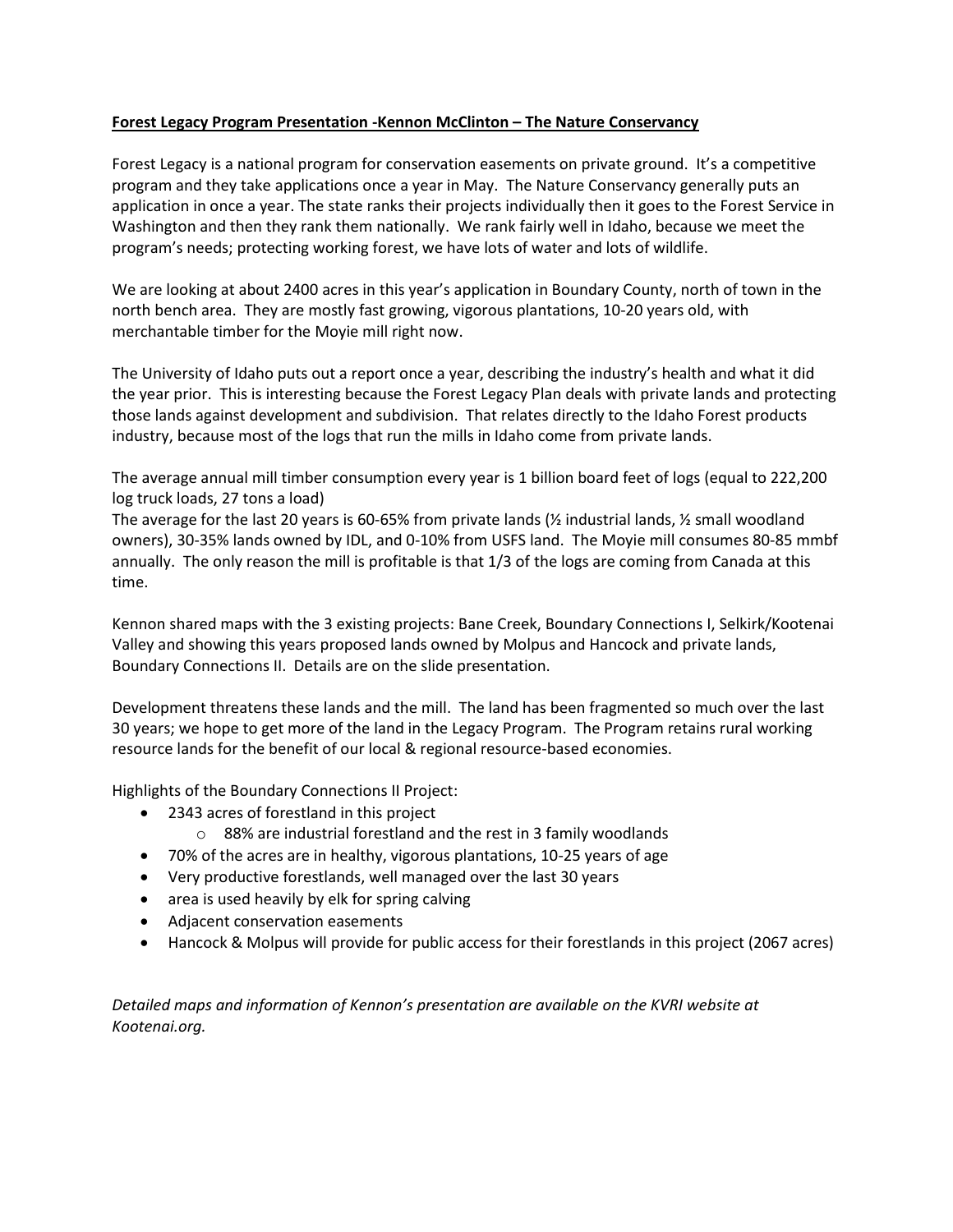**Forest Legacy Program Presentation -Kennon McClinton – The Nature Conservancy**

Forest Legacy is a national program for conservation easements on private ground. It's a competitive program and they take applications once a year in May. The Nature Conservancy generally puts an application in once a year. The state ranks their projects individually then it goes to the Forest Service in Washington and then they rank them nationally. We rank fairly well in Idaho, because we meet the program's needs; protecting working forest, we have lots of water and lots of wildlife.

We are looking at about 2400 acres in this year's application in Boundary County, north of town in the north bench area. They are mostly fast growing, vigorous plantations, 10-20 years old, with merchantable timber for the Moyie mill right now.

The University of Idaho puts out a report once a year, describing the industry's health and what it did the year prior. This is interesting because the Forest Legacy Plan deals with private lands and protecting those lands against development and subdivision. That relates directly to the Idaho Forest products industry, because most of the logs that run the mills in Idaho come from private lands.

The average annual mill timber consumption every year is 1 billion board feet of logs (equal to 222,200 log truck loads, 27 tons a load)
The average for the last 20 years is 60-65% from private lands (½ industrial lands, ½ small woodland owners), 30-35% lands owned by IDL, and 0-10% from USFS land. The Moyie mill consumes 80-85 mmbf annually. The only reason the mill is profitable is that 1/3 of the logs are coming from Canada at this time.

Kennon shared maps with the 3 existing projects: Bane Creek, Boundary Connections I, Selkirk/Kootenai Valley and showing this years proposed lands owned by Molpus and Hancock and private lands, Boundary Connections II. Details are on the slide presentation.

Development threatens these lands and the mill. The land has been fragmented so much over the last 30 years; we hope to get more of the land in the Legacy Program. The Program retains rural working resource lands for the benefit of our local & regional resource-based economies.

Highlights of the Boundary Connections II Project:

- 2343 acres of forestland in this project
  - 88% are industrial forestland and the rest in 3 family woodlands
- 70% of the acres are in healthy, vigorous plantations, 10-25 years of age
- Very productive forestlands, well managed over the last 30 years
- area is used heavily by elk for spring calving
- Adjacent conservation easements
- Hancock & Molpus will provide for public access for their forestlands in this project (2067 acres)

*Detailed maps and information of Kennon's presentation are available on the KVRI website at Kootenai.org.*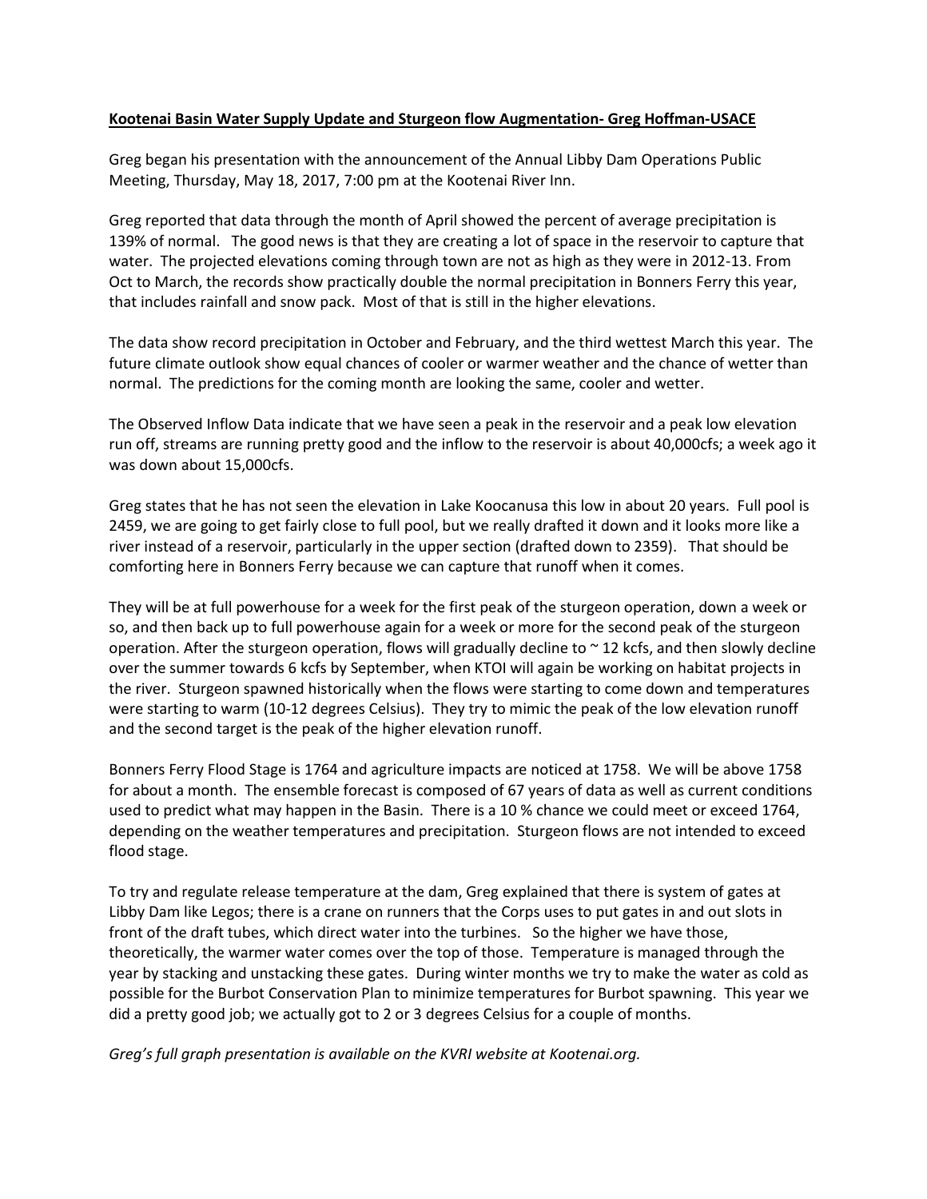**Kootenai Basin Water Supply Update and Sturgeon flow Augmentation- Greg Hoffman-USACE**

Greg began his presentation with the announcement of the Annual Libby Dam Operations Public Meeting, Thursday, May 18, 2017, 7:00 pm at the Kootenai River Inn.

Greg reported that data through the month of April showed the percent of average precipitation is 139% of normal. The good news is that they are creating a lot of space in the reservoir to capture that water. The projected elevations coming through town are not as high as they were in 2012-13. From Oct to March, the records show practically double the normal precipitation in Bonners Ferry this year, that includes rainfall and snow pack. Most of that is still in the higher elevations.

The data show record precipitation in October and February, and the third wettest March this year. The future climate outlook show equal chances of cooler or warmer weather and the chance of wetter than normal. The predictions for the coming month are looking the same, cooler and wetter.

The Observed Inflow Data indicate that we have seen a peak in the reservoir and a peak low elevation run off, streams are running pretty good and the inflow to the reservoir is about 40,000cfs; a week ago it was down about 15,000cfs.

Greg states that he has not seen the elevation in Lake Koocanusa this low in about 20 years. Full pool is 2459, we are going to get fairly close to full pool, but we really drafted it down and it looks more like a river instead of a reservoir, particularly in the upper section (drafted down to 2359). That should be comforting here in Bonners Ferry because we can capture that runoff when it comes.

They will be at full powerhouse for a week for the first peak of the sturgeon operation, down a week or so, and then back up to full powerhouse again for a week or more for the second peak of the sturgeon operation. After the sturgeon operation, flows will gradually decline to ~ 12 kcfs, and then slowly decline over the summer towards 6 kcfs by September, when KTOI will again be working on habitat projects in the river. Sturgeon spawned historically when the flows were starting to come down and temperatures were starting to warm (10-12 degrees Celsius). They try to mimic the peak of the low elevation runoff and the second target is the peak of the higher elevation runoff.

Bonners Ferry Flood Stage is 1764 and agriculture impacts are noticed at 1758. We will be above 1758 for about a month. The ensemble forecast is composed of 67 years of data as well as current conditions used to predict what may happen in the Basin. There is a 10 % chance we could meet or exceed 1764, depending on the weather temperatures and precipitation. Sturgeon flows are not intended to exceed flood stage.

To try and regulate release temperature at the dam, Greg explained that there is system of gates at Libby Dam like Legos; there is a crane on runners that the Corps uses to put gates in and out slots in front of the draft tubes, which direct water into the turbines. So the higher we have those, theoretically, the warmer water comes over the top of those. Temperature is managed through the year by stacking and unstacking these gates. During winter months we try to make the water as cold as possible for the Burbot Conservation Plan to minimize temperatures for Burbot spawning. This year we did a pretty good job; we actually got to 2 or 3 degrees Celsius for a couple of months.

*Greg's full graph presentation is available on the KVRI website at Kootenai.org.*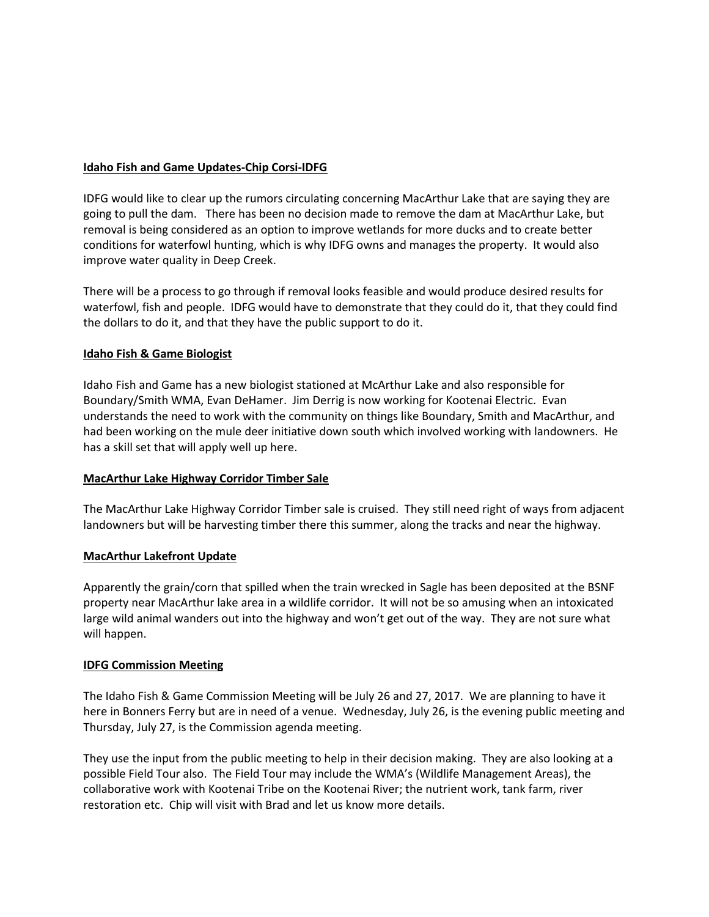**Idaho Fish and Game Updates-Chip Corsi-IDFG**

IDFG would like to clear up the rumors circulating concerning MacArthur Lake that are saying they are going to pull the dam. There has been no decision made to remove the dam at MacArthur Lake, but removal is being considered as an option to improve wetlands for more ducks and to create better conditions for waterfowl hunting, which is why IDFG owns and manages the property. It would also improve water quality in Deep Creek.

There will be a process to go through if removal looks feasible and would produce desired results for waterfowl, fish and people. IDFG would have to demonstrate that they could do it, that they could find the dollars to do it, and that they have the public support to do it.

**Idaho Fish & Game Biologist**

Idaho Fish and Game has a new biologist stationed at McArthur Lake and also responsible for Boundary/Smith WMA, Evan DeHamer. Jim Derrig is now working for Kootenai Electric. Evan understands the need to work with the community on things like Boundary, Smith and MacArthur, and had been working on the mule deer initiative down south which involved working with landowners. He has a skill set that will apply well up here.

**MacArthur Lake Highway Corridor Timber Sale**

The MacArthur Lake Highway Corridor Timber sale is cruised. They still need right of ways from adjacent landowners but will be harvesting timber there this summer, along the tracks and near the highway.

**MacArthur Lakefront Update**

Apparently the grain/corn that spilled when the train wrecked in Sagle has been deposited at the BSNF property near MacArthur lake area in a wildlife corridor. It will not be so amusing when an intoxicated large wild animal wanders out into the highway and won't get out of the way. They are not sure what will happen.

**IDFG Commission Meeting**

The Idaho Fish & Game Commission Meeting will be July 26 and 27, 2017. We are planning to have it here in Bonners Ferry but are in need of a venue. Wednesday, July 26, is the evening public meeting and Thursday, July 27, is the Commission agenda meeting.

They use the input from the public meeting to help in their decision making. They are also looking at a possible Field Tour also. The Field Tour may include the WMA's (Wildlife Management Areas), the collaborative work with Kootenai Tribe on the Kootenai River; the nutrient work, tank farm, river restoration etc. Chip will visit with Brad and let us know more details.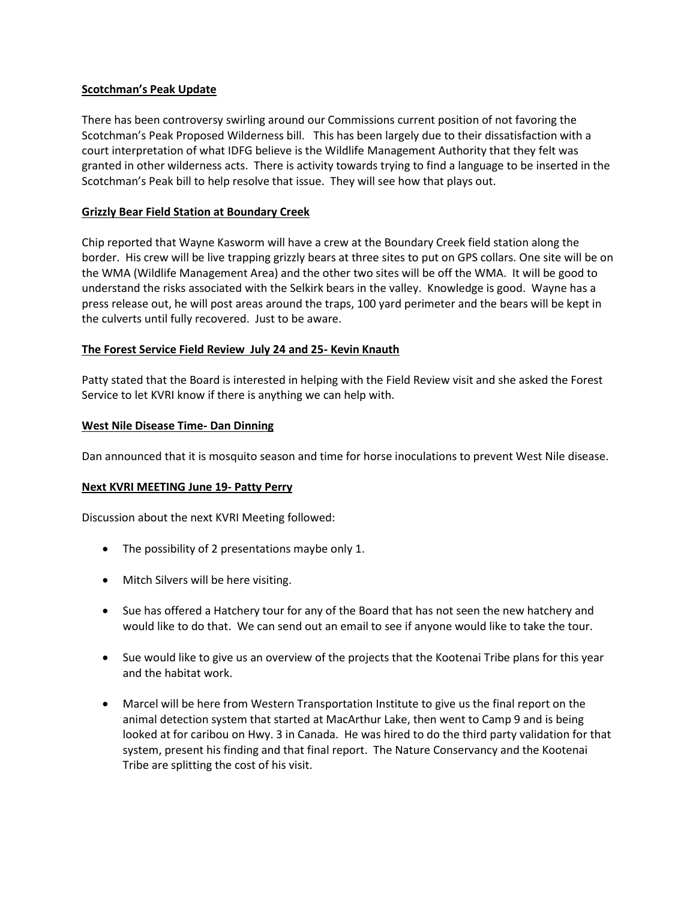**Scotchman's Peak Update**

There has been controversy swirling around our Commissions current position of not favoring the Scotchman's Peak Proposed Wilderness bill. This has been largely due to their dissatisfaction with a court interpretation of what IDFG believe is the Wildlife Management Authority that they felt was granted in other wilderness acts. There is activity towards trying to find a language to be inserted in the Scotchman's Peak bill to help resolve that issue. They will see how that plays out.

**Grizzly Bear Field Station at Boundary Creek**

Chip reported that Wayne Kasworm will have a crew at the Boundary Creek field station along the border. His crew will be live trapping grizzly bears at three sites to put on GPS collars. One site will be on the WMA (Wildlife Management Area) and the other two sites will be off the WMA. It will be good to understand the risks associated with the Selkirk bears in the valley. Knowledge is good. Wayne has a press release out, he will post areas around the traps, 100 yard perimeter and the bears will be kept in the culverts until fully recovered. Just to be aware.

**The Forest Service Field Review July 24 and 25- Kevin Knauth**

Patty stated that the Board is interested in helping with the Field Review visit and she asked the Forest Service to let KVRI know if there is anything we can help with.

**West Nile Disease Time- Dan Dinning**

Dan announced that it is mosquito season and time for horse inoculations to prevent West Nile disease.

**Next KVRI MEETING June 19- Patty Perry**

Discussion about the next KVRI Meeting followed:

- The possibility of 2 presentations maybe only 1.
- Mitch Silvers will be here visiting.
- Sue has offered a Hatchery tour for any of the Board that has not seen the new hatchery and would like to do that. We can send out an email to see if anyone would like to take the tour.
- Sue would like to give us an overview of the projects that the Kootenai Tribe plans for this year and the habitat work.
- Marcel will be here from Western Transportation Institute to give us the final report on the animal detection system that started at MacArthur Lake, then went to Camp 9 and is being looked at for caribou on Hwy. 3 in Canada. He was hired to do the third party validation for that system, present his finding and that final report. The Nature Conservancy and the Kootenai Tribe are splitting the cost of his visit.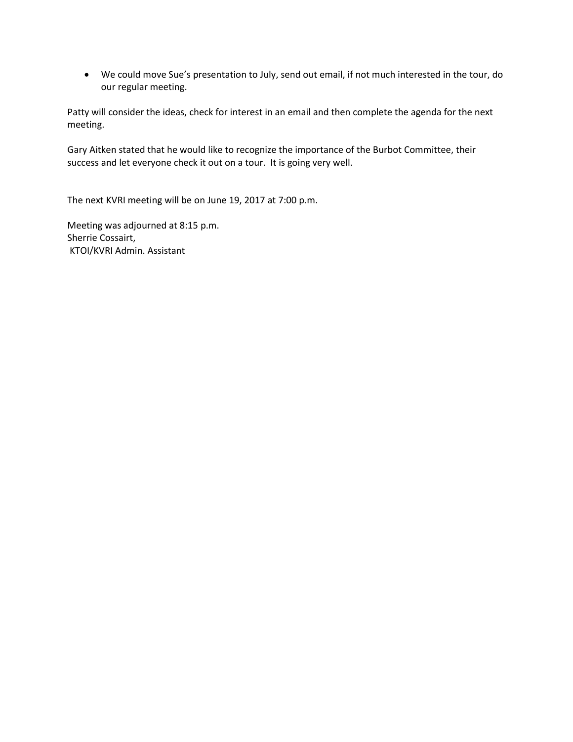- We could move Sue's presentation to July, send out email, if not much interested in the tour, do our regular meeting.

Patty will consider the ideas, check for interest in an email and then complete the agenda for the next meeting.

Gary Aitken stated that he would like to recognize the importance of the Burbot Committee, their success and let everyone check it out on a tour. It is going very well.

The next KVRI meeting will be on June 19, 2017 at 7:00 p.m.

Meeting was adjourned at 8:15 p.m.
Sherrie Cossairt,
KTOI/KVRI Admin. Assistant